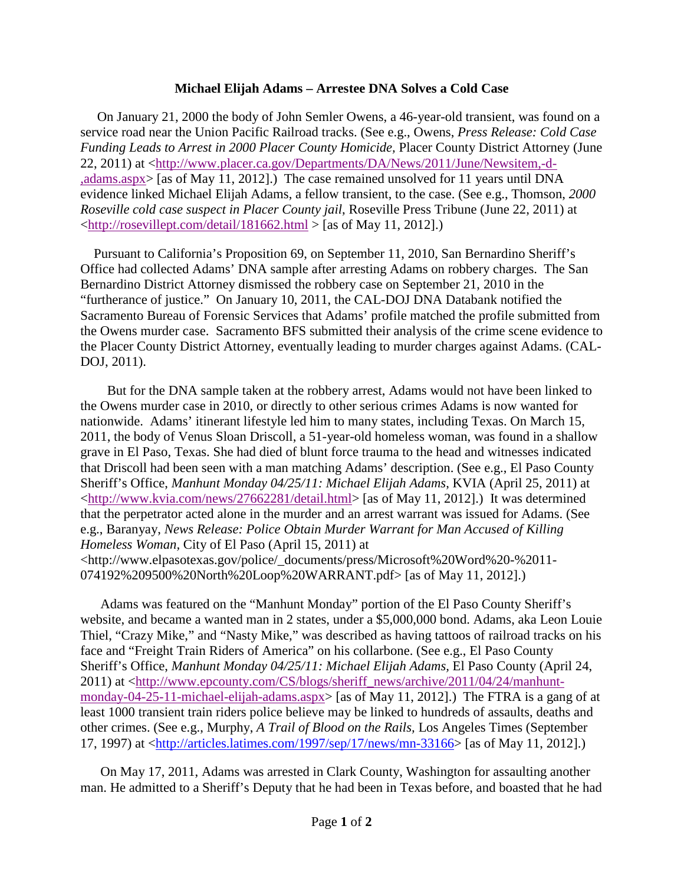**Michael Elijah Adams – Arrestee DNA Solves a Cold Case**

On January 21, 2000 the body of John Semler Owens, a 46-year-old transient, was found on a service road near the Union Pacific Railroad tracks. (See e.g., Owens, *Press Release: Cold Case Funding Leads to Arrest in 2000 Placer County Homicide,* Placer County District Attorney (June 22, 2011) at <http://www.placer.ca.gov/Departments/DA/News/2011/June/Newsitem,-d-,adams.aspx> [as of May 11, 2012].) The case remained unsolved for 11 years until DNA evidence linked Michael Elijah Adams, a fellow transient, to the case. (See e.g., Thomson, *2000 Roseville cold case suspect in Placer County jail,* Roseville Press Tribune (June 22, 2011) at <http://rosevillept.com/detail/181662.html > [as of May 11, 2012].)

Pursuant to California's Proposition 69, on September 11, 2010, San Bernardino Sheriff's Office had collected Adams' DNA sample after arresting Adams on robbery charges. The San Bernardino District Attorney dismissed the robbery case on September 21, 2010 in the "furtherance of justice." On January 10, 2011, the CAL-DOJ DNA Databank notified the Sacramento Bureau of Forensic Services that Adams' profile matched the profile submitted from the Owens murder case. Sacramento BFS submitted their analysis of the crime scene evidence to the Placer County District Attorney, eventually leading to murder charges against Adams. (CAL-DOJ, 2011).

But for the DNA sample taken at the robbery arrest, Adams would not have been linked to the Owens murder case in 2010, or directly to other serious crimes Adams is now wanted for nationwide. Adams' itinerant lifestyle led him to many states, including Texas. On March 15, 2011, the body of Venus Sloan Driscoll, a 51-year-old homeless woman, was found in a shallow grave in El Paso, Texas. She had died of blunt force trauma to the head and witnesses indicated that Driscoll had been seen with a man matching Adams' description. (See e.g., El Paso County Sheriff's Office, *Manhunt Monday 04/25/11: Michael Elijah Adams,* KVIA (April 25, 2011) at <http://www.kvia.com/news/27662281/detail.html> [as of May 11, 2012].) It was determined that the perpetrator acted alone in the murder and an arrest warrant was issued for Adams. (See e.g., Baranyay, *News Release: Police Obtain Murder Warrant for Man Accused of Killing Homeless Woman,* City of El Paso (April 15, 2011) at <http://www.elpasotexas.gov/police/_documents/press/Microsoft%20Word%20-%2011-074192%209500%20North%20Loop%20WARRANT.pdf> [as of May 11, 2012].)

Adams was featured on the "Manhunt Monday" portion of the El Paso County Sheriff's website, and became a wanted man in 2 states, under a $5,000,000 bond. Adams, aka Leon Louie Thiel, "Crazy Mike," and "Nasty Mike," was described as having tattoos of railroad tracks on his face and "Freight Train Riders of America" on his collarbone. (See e.g., El Paso County Sheriff's Office, *Manhunt Monday 04/25/11: Michael Elijah Adams,* El Paso County (April 24, 2011) at <http://www.epcounty.com/CS/blogs/sheriff_news/archive/2011/04/24/manhunt-monday-04-25-11-michael-elijah-adams.aspx> [as of May 11, 2012].) The FTRA is a gang of at least 1000 transient train riders police believe may be linked to hundreds of assaults, deaths and other crimes. (See e.g., Murphy, *A Trail of Blood on the Rails,* Los Angeles Times (September 17, 1997) at <http://articles.latimes.com/1997/sep/17/news/mn-33166> [as of May 11, 2012].)

On May 17, 2011, Adams was arrested in Clark County, Washington for assaulting another man. He admitted to a Sheriff's Deputy that he had been in Texas before, and boasted that he had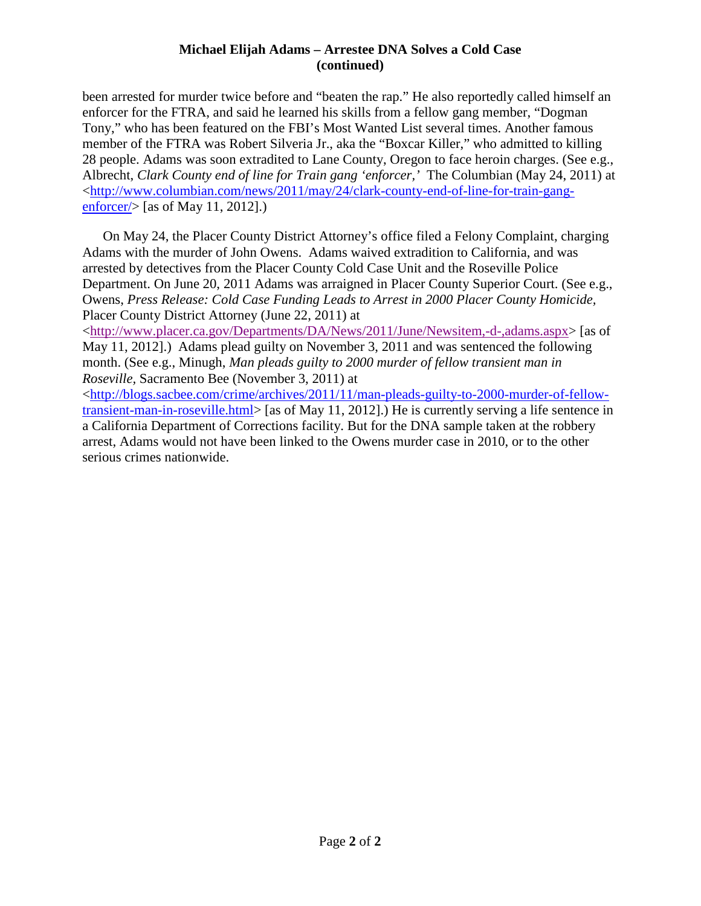been arrested for murder twice before and "beaten the rap." He also reportedly called himself an enforcer for the FTRA, and said he learned his skills from a fellow gang member, "Dogman Tony," who has been featured on the FBI's Most Wanted List several times. Another famous member of the FTRA was Robert Silveria Jr., aka the "Boxcar Killer," who admitted to killing 28 people. Adams was soon extradited to Lane County, Oregon to face heroin charges. (See e.g., Albrecht, *Clark County end of line for Train gang 'enforcer,'* The Columbian (May 24, 2011) at <http://www.columbian.com/news/2011/may/24/clark-county-end-of-line-for-train-gang-enforcer/> [as of May 11, 2012].)

On May 24, the Placer County District Attorney's office filed a Felony Complaint, charging Adams with the murder of John Owens. Adams waived extradition to California, and was arrested by detectives from the Placer County Cold Case Unit and the Roseville Police Department. On June 20, 2011 Adams was arraigned in Placer County Superior Court. (See e.g., Owens, *Press Release: Cold Case Funding Leads to Arrest in 2000 Placer County Homicide,* Placer County District Attorney (June 22, 2011) at <http://www.placer.ca.gov/Departments/DA/News/2011/June/Newsitem,-d-,adams.aspx> [as of May 11, 2012].) Adams plead guilty on November 3, 2011 and was sentenced the following month. (See e.g., Minugh, *Man pleads guilty to 2000 murder of fellow transient man in Roseville,* Sacramento Bee (November 3, 2011) at <http://blogs.sacbee.com/crime/archives/2011/11/man-pleads-guilty-to-2000-murder-of-fellow-transient-man-in-roseville.html> [as of May 11, 2012].) He is currently serving a life sentence in a California Department of Corrections facility. But for the DNA sample taken at the robbery arrest, Adams would not have been linked to the Owens murder case in 2010, or to the other serious crimes nationwide.